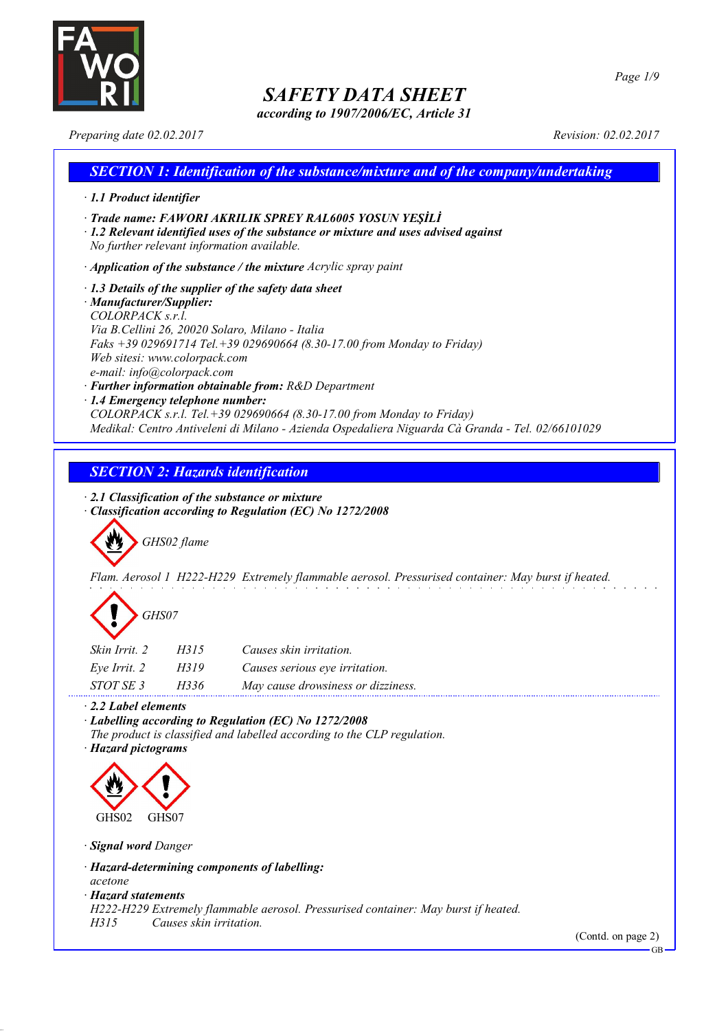# SAFETY DATA SHEET

*according to 1907/2006/EC, Article 31*

*Preparing date 02.02.2017* — *Revision: 02.02.2017*

## SECTION 1: Identification of the substance/mixture and of the company/undertaking

· **1.1 Product identifier**

· **Trade name: FAWORI AKRILIK SPREY RAL6005 YOSUN YEŞİLİ**

· **1.2 Relevant identified uses of the substance or mixture and uses advised against**
No further relevant information available.

· **Application of the substance / the mixture** Acrylic spray paint

· **1.3 Details of the supplier of the safety data sheet**

· **Manufacturer/Supplier:**
COLORPACK s.r.l.
Via B.Cellini 26, 20020 Solaro, Milano - Italia
Faks +39 029691714 Tel.+39 029690664 (8.30-17.00 from Monday to Friday)
Web sitesi: www.colorpack.com
e-mail: info@colorpack.com

· **Further information obtainable from:** R&D Department

· **1.4 Emergency telephone number:**
COLORPACK s.r.l. Tel.+39 029690664 (8.30-17.00 from Monday to Friday)
Medikal: Centro Antiveleni di Milano - Azienda Ospedaliera Niguarda Cà Granda - Tel. 02/66101029

## SECTION 2: Hazards identification

· **2.1 Classification of the substance or mixture**

· **Classification according to Regulation (EC) No 1272/2008**

GHS02 flame

Flam. Aerosol 1 H222-H229 Extremely flammable aerosol. Pressurised container: May burst if heated.

GHS07

| | | |
|---|---|---|
| Skin Irrit. 2 | H315 | Causes skin irritation. |
| Eye Irrit. 2 | H319 | Causes serious eye irritation. |
| STOT SE 3 | H336 | May cause drowsiness or dizziness. |

· **2.2 Label elements**

· **Labelling according to Regulation (EC) No 1272/2008**
The product is classified and labelled according to the CLP regulation.

· **Hazard pictograms**

GHS02 GHS07

· **Signal word** Danger

· **Hazard-determining components of labelling:**
acetone

· **Hazard statements**
H222-H229 Extremely flammable aerosol. Pressurised container: May burst if heated.
H315 Causes skin irritation.

(Contd. on page 2)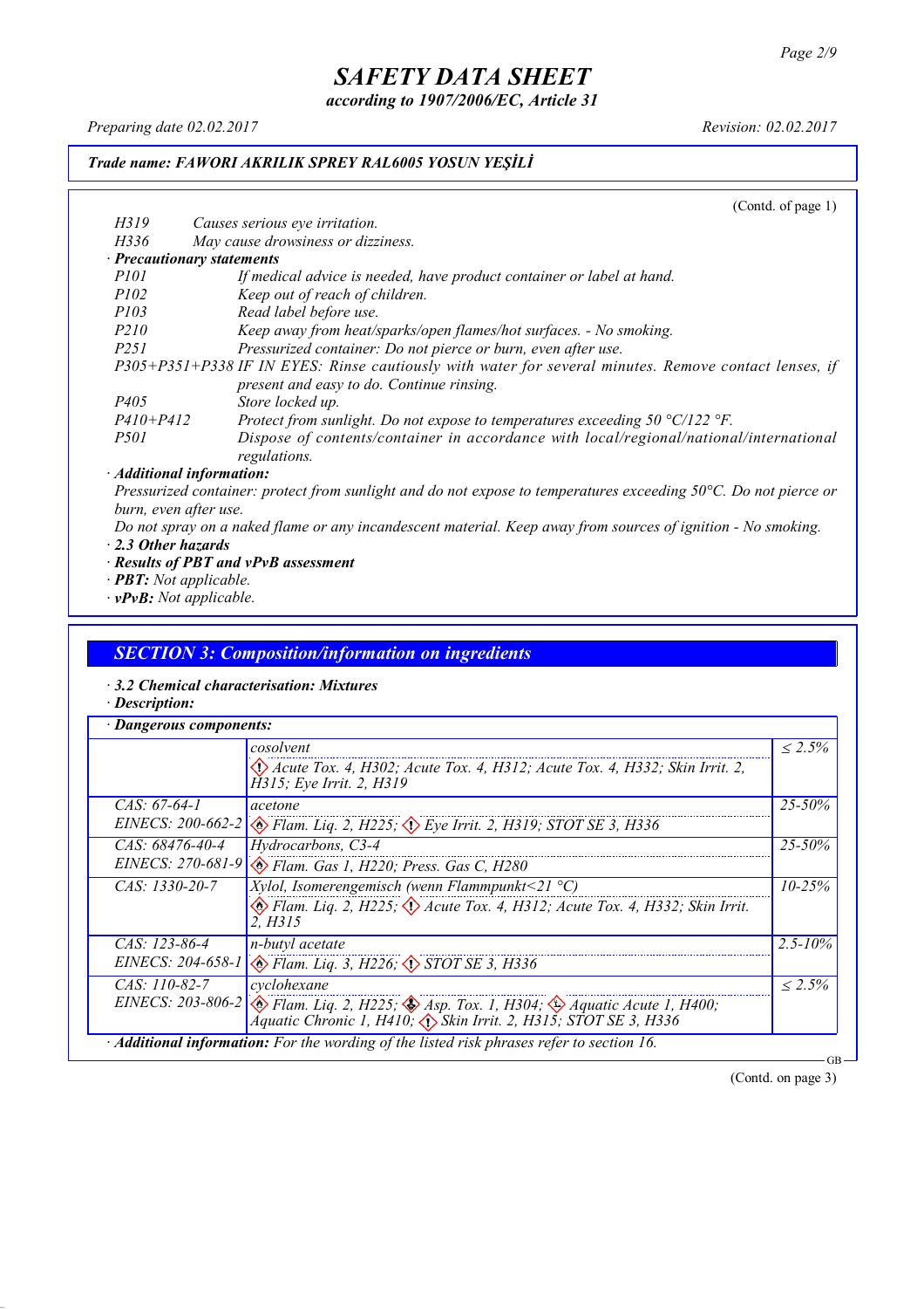# SAFETY DATA SHEET

*according to 1907/2006/EC, Article 31*

*Preparing date 02.02.2017* *Revision: 02.02.2017*

**Trade name: FAWORI AKRILIK SPREY RAL6005 YOSUN YEŞİLİ**

(Contd. of page 1)

H319 Causes serious eye irritation.
H336 May cause drowsiness or dizziness.

· **Precautionary statements**

P101 If medical advice is needed, have product container or label at hand.
P102 Keep out of reach of children.
P103 Read label before use.
P210 Keep away from heat/sparks/open flames/hot surfaces. - No smoking.
P251 Pressurized container: Do not pierce or burn, even after use.
P305+P351+P338 IF IN EYES: Rinse cautiously with water for several minutes. Remove contact lenses, if present and easy to do. Continue rinsing.
P405 Store locked up.
P410+P412 Protect from sunlight. Do not expose to temperatures exceeding 50 °C/122 °F.
P501 Dispose of contents/container in accordance with local/regional/national/international regulations.

· **Additional information:**

Pressurized container: protect from sunlight and do not expose to temperatures exceeding 50°C. Do not pierce or burn, even after use.

Do not spray on a naked flame or any incandescent material. Keep away from sources of ignition - No smoking.

· **2.3 Other hazards**

· **Results of PBT and vPvB assessment**

· **PBT:** Not applicable.

· **vPvB:** Not applicable.

## SECTION 3: Composition/information on ingredients

· **3.2 Chemical characterisation: Mixtures**

· **Description:**

· **Dangerous components:**

| | | |
|---|---|---|
| | cosolvent<br>Acute Tox. 4, H302; Acute Tox. 4, H312; Acute Tox. 4, H332; Skin Irrit. 2, H315; Eye Irrit. 2, H319 | ≤ 2.5% |
| CAS: 67-64-1<br>EINECS: 200-662-2 | acetone<br>Flam. Liq. 2, H225; Eye Irrit. 2, H319; STOT SE 3, H336 | 25-50% |
| CAS: 68476-40-4<br>EINECS: 270-681-9 | Hydrocarbons, C3-4<br>Flam. Gas 1, H220; Press. Gas C, H280 | 25-50% |
| CAS: 1330-20-7 | Xylol, Isomerengemisch (wenn Flammpunkt<21 °C)<br>Flam. Liq. 2, H225; Acute Tox. 4, H312; Acute Tox. 4, H332; Skin Irrit. 2, H315 | 10-25% |
| CAS: 123-86-4<br>EINECS: 204-658-1 | n-butyl acetate<br>Flam. Liq. 3, H226; STOT SE 3, H336 | 2.5-10% |
| CAS: 110-82-7<br>EINECS: 203-806-2 | cyclohexane<br>Flam. Liq. 2, H225; Asp. Tox. 1, H304; Aquatic Acute 1, H400; Aquatic Chronic 1, H410; Skin Irrit. 2, H315; STOT SE 3, H336 | ≤ 2.5% |

· **Additional information:** For the wording of the listed risk phrases refer to section 16.

(Contd. on page 3)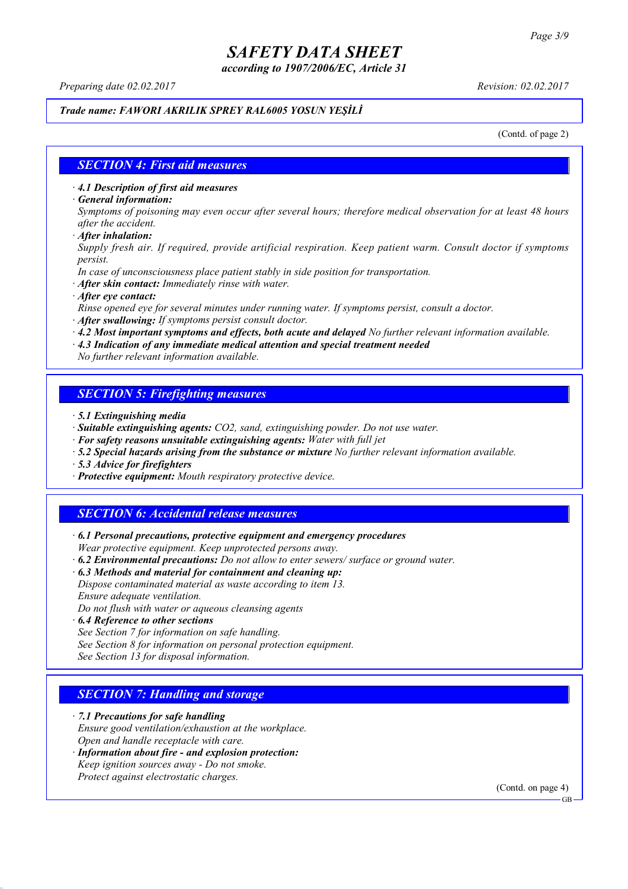# SAFETY DATA SHEET

*according to 1907/2006/EC, Article 31*

*Preparing date 02.02.2017* *Revision: 02.02.2017*

***Trade name: FAWORI AKRILIK SPREY RAL6005 YOSUN YEŞİLİ***

(Contd. of page 2)

## SECTION 4: First aid measures

· ***4.1 Description of first aid measures***

· ***General information:***

*Symptoms of poisoning may even occur after several hours; therefore medical observation for at least 48 hours after the accident.*

· ***After inhalation:***

*Supply fresh air. If required, provide artificial respiration. Keep patient warm. Consult doctor if symptoms persist.*

*In case of unconsciousness place patient stably in side position for transportation.*

· ***After skin contact:*** *Immediately rinse with water.*

· ***After eye contact:***

*Rinse opened eye for several minutes under running water. If symptoms persist, consult a doctor.*

· ***After swallowing:*** *If symptoms persist consult doctor.*

· ***4.2 Most important symptoms and effects, both acute and delayed*** *No further relevant information available.*

· ***4.3 Indication of any immediate medical attention and special treatment needed***

*No further relevant information available.*

## SECTION 5: Firefighting measures

· ***5.1 Extinguishing media***

· ***Suitable extinguishing agents:*** *$CO_2$, sand, extinguishing powder. Do not use water.*

· ***For safety reasons unsuitable extinguishing agents:*** *Water with full jet*

· ***5.2 Special hazards arising from the substance or mixture*** *No further relevant information available.*

· ***5.3 Advice for firefighters***

· ***Protective equipment:*** *Mouth respiratory protective device.*

## SECTION 6: Accidental release measures

· ***6.1 Personal precautions, protective equipment and emergency procedures***

*Wear protective equipment. Keep unprotected persons away.*

· ***6.2 Environmental precautions:*** *Do not allow to enter sewers/ surface or ground water.*

· ***6.3 Methods and material for containment and cleaning up:***

*Dispose contaminated material as waste according to item 13.*

*Ensure adequate ventilation.*

*Do not flush with water or aqueous cleansing agents*

· ***6.4 Reference to other sections***

*See Section 7 for information on safe handling.*

*See Section 8 for information on personal protection equipment.*

*See Section 13 for disposal information.*

## SECTION 7: Handling and storage

· ***7.1 Precautions for safe handling***

*Ensure good ventilation/exhaustion at the workplace.*

*Open and handle receptacle with care.*

· ***Information about fire - and explosion protection:***

*Keep ignition sources away - Do not smoke.*

*Protect against electrostatic charges.*

(Contd. on page 4)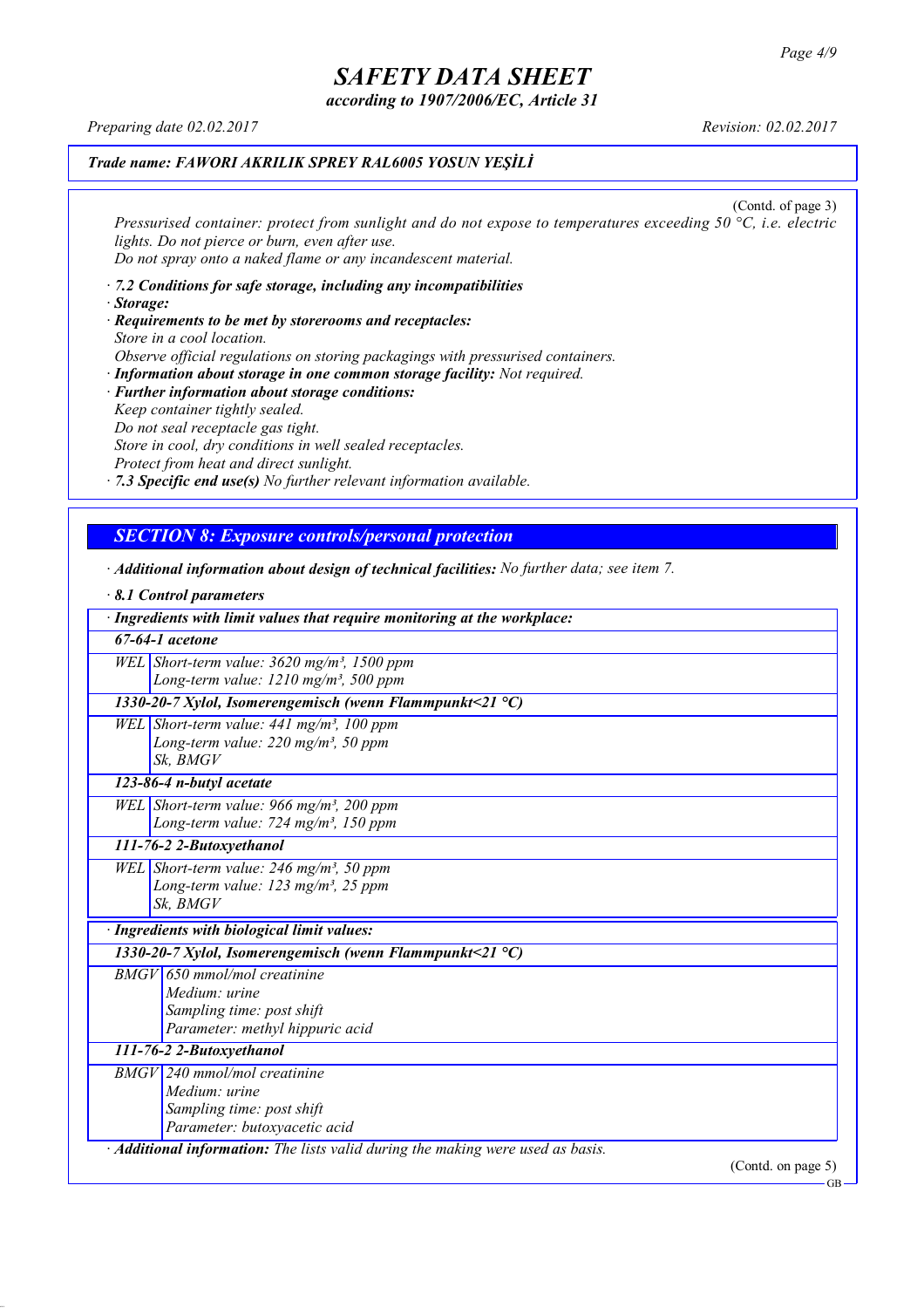# SAFETY DATA SHEET

*according to 1907/2006/EC, Article 31*

*Preparing date 02.02.2017* *Revision: 02.02.2017*

***Trade name: FAWORI AKRILIK SPREY RAL6005 YOSUN YEŞİLİ***

(Contd. of page 3)

*Pressurised container: protect from sunlight and do not expose to temperatures exceeding 50 °C, i.e. electric lights. Do not pierce or burn, even after use.*
*Do not spray onto a naked flame or any incandescent material.*

· ***7.2 Conditions for safe storage, including any incompatibilities***
· ***Storage:***
· ***Requirements to be met by storerooms and receptacles:***
*Store in a cool location.*
*Observe official regulations on storing packagings with pressurised containers.*
· ***Information about storage in one common storage facility:*** *Not required.*
· ***Further information about storage conditions:***
*Keep container tightly sealed.*
*Do not seal receptacle gas tight.*
*Store in cool, dry conditions in well sealed receptacles.*
*Protect from heat and direct sunlight.*
· ***7.3 Specific end use(s)*** *No further relevant information available.*

## *SECTION 8: Exposure controls/personal protection*

· ***Additional information about design of technical facilities:*** *No further data; see item 7.*

· ***8.1 Control parameters***

| · ***Ingredients with limit values that require monitoring at the workplace:*** | |
|---|---|
| ***67-64-1 acetone*** | |
| WEL | Short-term value: 3620 mg/m³, 1500 ppm<br>Long-term value: 1210 mg/m³, 500 ppm |
| ***1330-20-7 Xylol, Isomerengemisch (wenn Flammpunkt<21 °C)*** | |
| WEL | Short-term value: 441 mg/m³, 100 ppm<br>Long-term value: 220 mg/m³, 50 ppm<br>Sk, BMGV |
| ***123-86-4 n-butyl acetate*** | |
| WEL | Short-term value: 966 mg/m³, 200 ppm<br>Long-term value: 724 mg/m³, 150 ppm |
| ***111-76-2 2-Butoxyethanol*** | |
| WEL | Short-term value: 246 mg/m³, 50 ppm<br>Long-term value: 123 mg/m³, 25 ppm<br>Sk, BMGV |

| · ***Ingredients with biological limit values:*** | |
|---|---|
| ***1330-20-7 Xylol, Isomerengemisch (wenn Flammpunkt<21 °C)*** | |
| BMGV | 650 mmol/mol creatinine<br>Medium: urine<br>Sampling time: post shift<br>Parameter: methyl hippuric acid |
| ***111-76-2 2-Butoxyethanol*** | |
| BMGV | 240 mmol/mol creatinine<br>Medium: urine<br>Sampling time: post shift<br>Parameter: butoxyacetic acid |

· ***Additional information:*** *The lists valid during the making were used as basis.*

(Contd. on page 5)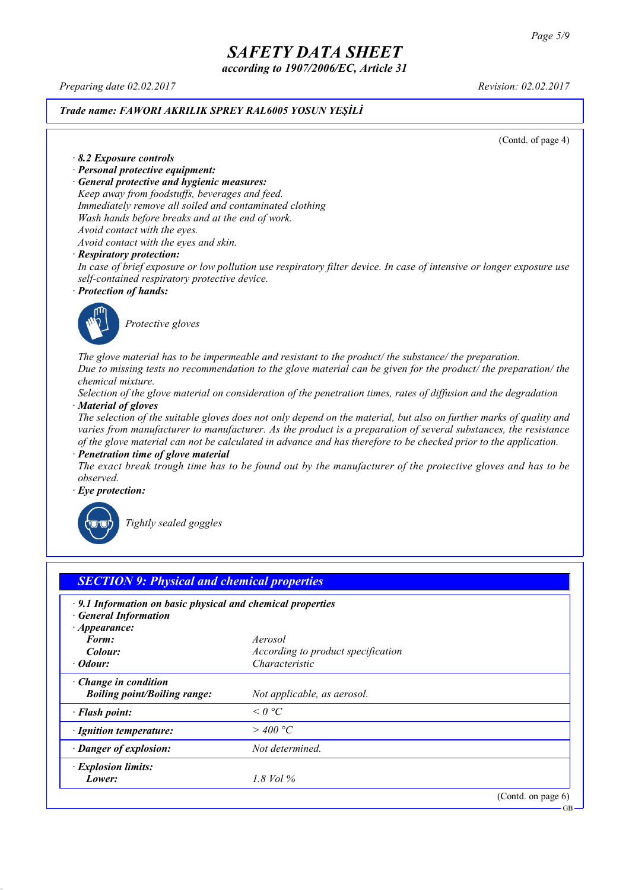*Trade name:* ***FAWORI AKRILIK SPREY RAL6005 YOSUN YEŞİLİ***

(Contd. of page 4)

· ***8.2 Exposure controls***

· ***Personal protective equipment:***

· ***General protective and hygienic measures:***

*Keep away from foodstuffs, beverages and feed.*
*Immediately remove all soiled and contaminated clothing*
*Wash hands before breaks and at the end of work.*
*Avoid contact with the eyes.*
*Avoid contact with the eyes and skin.*

· ***Respiratory protection:***

*In case of brief exposure or low pollution use respiratory filter device. In case of intensive or longer exposure use self-contained respiratory protective device.*

· ***Protection of hands:***

*Protective gloves*

*The glove material has to be impermeable and resistant to the product/ the substance/ the preparation.*
*Due to missing tests no recommendation to the glove material can be given for the product/ the preparation/ the chemical mixture.*
*Selection of the glove material on consideration of the penetration times, rates of diffusion and the degradation*

· ***Material of gloves***

*The selection of the suitable gloves does not only depend on the material, but also on further marks of quality and varies from manufacturer to manufacturer. As the product is a preparation of several substances, the resistance of the glove material can not be calculated in advance and has therefore to be checked prior to the application.*

· ***Penetration time of glove material***

*The exact break trough time has to be found out by the manufacturer of the protective gloves and has to be observed.*

· ***Eye protection:***

*Tightly sealed goggles*

## *SECTION 9: Physical and chemical properties*

· ***9.1 Information on basic physical and chemical properties***

· ***General Information***

| | |
|---|---|
| · ***Appearance:*** | |
| ***Form:*** | *Aerosol* |
| ***Colour:*** | *According to product specification* |
| · ***Odour:*** | *Characteristic* |
| · ***Change in condition*** | |
| ***Boiling point/Boiling range:*** | *Not applicable, as aerosol.* |
| · ***Flash point:*** | *< 0 °C* |
| · ***Ignition temperature:*** | *> 400 °C* |
| · ***Danger of explosion:*** | *Not determined.* |
| · ***Explosion limits:*** | |
| ***Lower:*** | *1.8 Vol %* |

(Contd. on page 6)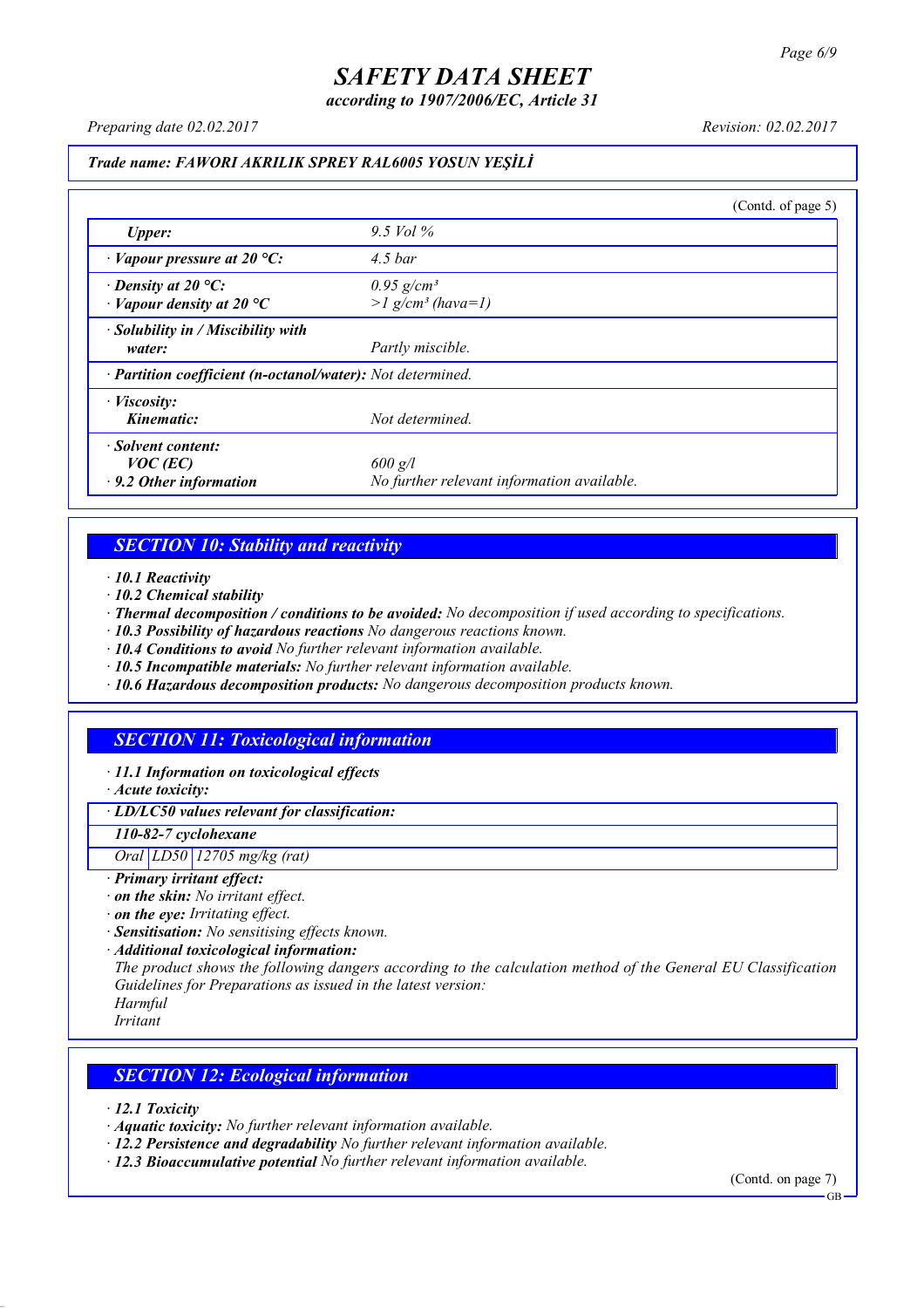Trade name: FAWORI AKRILIK SPREY RAL6005 YOSUN YEŞİLİ

(Contd. of page 5)

| | |
|---|---|
| *Upper:* | 9.5 Vol % |
| · *Vapour pressure at 20 °C:* | 4.5 bar |
| · *Density at 20 °C:* | 0.95 g/cm³ |
| · *Vapour density at 20 °C* | >1 g/cm³ (hava=1) |
| · *Solubility in / Miscibility with water:* | Partly miscible. |
| · *Partition coefficient (n-octanol/water):* | Not determined. |
| · *Viscosity:* | |
| *Kinematic:* | Not determined. |
| · *Solvent content:* | |
| *VOC (EC)* | 600 g/l |
| · *9.2 Other information* | No further relevant information available. |

## SECTION 10: Stability and reactivity

- · **10.1 Reactivity**
- · **10.2 Chemical stability**
- · **Thermal decomposition / conditions to be avoided:** No decomposition if used according to specifications.
- · **10.3 Possibility of hazardous reactions** No dangerous reactions known.
- · **10.4 Conditions to avoid** No further relevant information available.
- · **10.5 Incompatible materials:** No further relevant information available.
- · **10.6 Hazardous decomposition products:** No dangerous decomposition products known.

## SECTION 11: Toxicological information

- · **11.1 Information on toxicological effects**
- · **Acute toxicity:**

| · LD/LC50 values relevant for classification: | | |
|---|---|---|
| **110-82-7 cyclohexane** | | |
| Oral | LD50 | 12705 mg/kg (rat) |

- · **Primary irritant effect:**
- · **on the skin:** No irritant effect.
- · **on the eye:** Irritating effect.
- · **Sensitisation:** No sensitising effects known.
- · **Additional toxicological information:**

The product shows the following dangers according to the calculation method of the General EU Classification Guidelines for Preparations as issued in the latest version:
Harmful
Irritant

## SECTION 12: Ecological information

- · **12.1 Toxicity**
- · **Aquatic toxicity:** No further relevant information available.
- · **12.2 Persistence and degradability** No further relevant information available.
- · **12.3 Bioaccumulative potential** No further relevant information available.

(Contd. on page 7)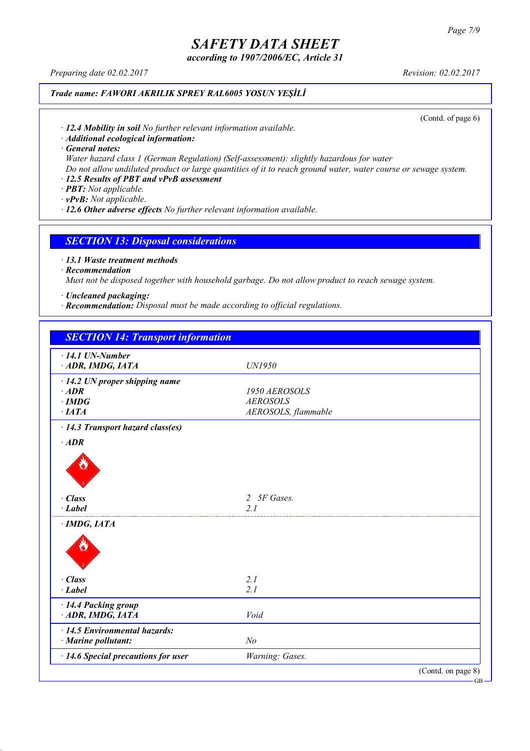Trade name: FAWORI AKRILIK SPREY RAL6005 YOSUN YEŞİLİ

(Contd. of page 6)

· **12.4 Mobility in soil** No further relevant information available.
· **Additional ecological information:**
· **General notes:**
Water hazard class 1 (German Regulation) (Self-assessment): slightly hazardous for water
Do not allow undiluted product or large quantities of it to reach ground water, water course or sewage system.
· **12.5 Results of PBT and vPvB assessment**
· **PBT:** Not applicable.
· **vPvB:** Not applicable.
· **12.6 Other adverse effects** No further relevant information available.

## SECTION 13: Disposal considerations

· **13.1 Waste treatment methods**
· **Recommendation**
Must not be disposed together with household garbage. Do not allow product to reach sewage system.

· **Uncleaned packaging:**
· **Recommendation:** Disposal must be made according to official regulations.

## SECTION 14: Transport information

| | |
|---|---|
| · **14.1 UN-Number** | |
| · **ADR, IMDG, IATA** | UN1950 |
| · **14.2 UN proper shipping name** | |
| · **ADR** | 1950 AEROSOLS |
| · **IMDG** | AEROSOLS |
| · **IATA** | AEROSOLS, flammable |
| · **14.3 Transport hazard class(es)** | |
| · **ADR** | |
| · **Class** | 2 5F Gases. |
| · **Label** | 2.1 |
| · **IMDG, IATA** | |
| · **Class** | 2.1 |
| · **Label** | 2.1 |
| · **14.4 Packing group** | |
| · **ADR, IMDG, IATA** | Void |
| · **14.5 Environmental hazards:** | |
| · **Marine pollutant:** | No |
| · **14.6 Special precautions for user** | Warning: Gases. |

(Contd. on page 8)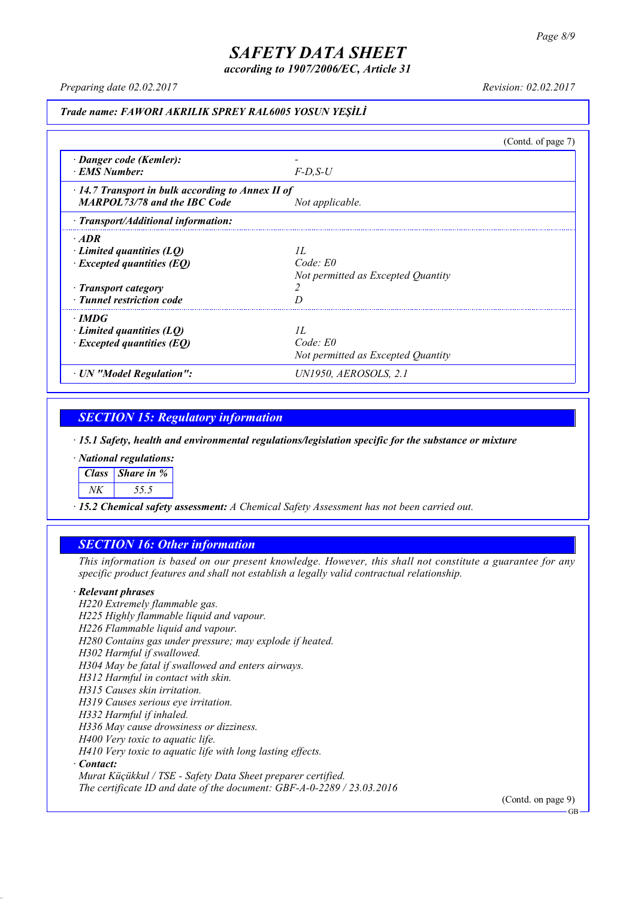# SAFETY DATA SHEET

*according to 1907/2006/EC, Article 31*

*Preparing date 02.02.2017* *Revision: 02.02.2017*

***Trade name: FAWORI AKRILIK SPREY RAL6005 YOSUN YEŞİLİ***

(Contd. of page 7)

| | |
|---|---|
| **· Danger code (Kemler):** | - |
| **· EMS Number:** | F-D,S-U |
| **· 14.7 Transport in bulk according to Annex II of MARPOL73/78 and the IBC Code** | Not applicable. |
| **· Transport/Additional information:** | |
| **· ADR** | |
| **· Limited quantities (LQ)** | 1L |
| **· Excepted quantities (EQ)** | Code: E0<br>Not permitted as Excepted Quantity |
| **· Transport category** | 2 |
| **· Tunnel restriction code** | D |
| **· IMDG** | |
| **· Limited quantities (LQ)** | 1L |
| **· Excepted quantities (EQ)** | Code: E0<br>Not permitted as Excepted Quantity |
| **· UN "Model Regulation":** | UN1950, AEROSOLS, 2.1 |

## SECTION 15: Regulatory information

**· 15.1 Safety, health and environmental regulations/legislation specific for the substance or mixture**

**· National regulations:**

| Class | Share in % |
|---|---|
| NK | 55.5 |

**· 15.2 Chemical safety assessment:** A Chemical Safety Assessment has not been carried out.

## SECTION 16: Other information

This information is based on our present knowledge. However, this shall not constitute a guarantee for any specific product features and shall not establish a legally valid contractual relationship.

**· Relevant phrases**

H220 Extremely flammable gas.
H225 Highly flammable liquid and vapour.
H226 Flammable liquid and vapour.
H280 Contains gas under pressure; may explode if heated.
H302 Harmful if swallowed.
H304 May be fatal if swallowed and enters airways.
H312 Harmful in contact with skin.
H315 Causes skin irritation.
H319 Causes serious eye irritation.
H332 Harmful if inhaled.
H336 May cause drowsiness or dizziness.
H400 Very toxic to aquatic life.
H410 Very toxic to aquatic life with long lasting effects.

**· Contact:**

Murat Küçükkul / TSE - Safety Data Sheet preparer certified.
The certificate ID and date of the document: GBF-A-0-2289 / 23.03.2016

(Contd. on page 9)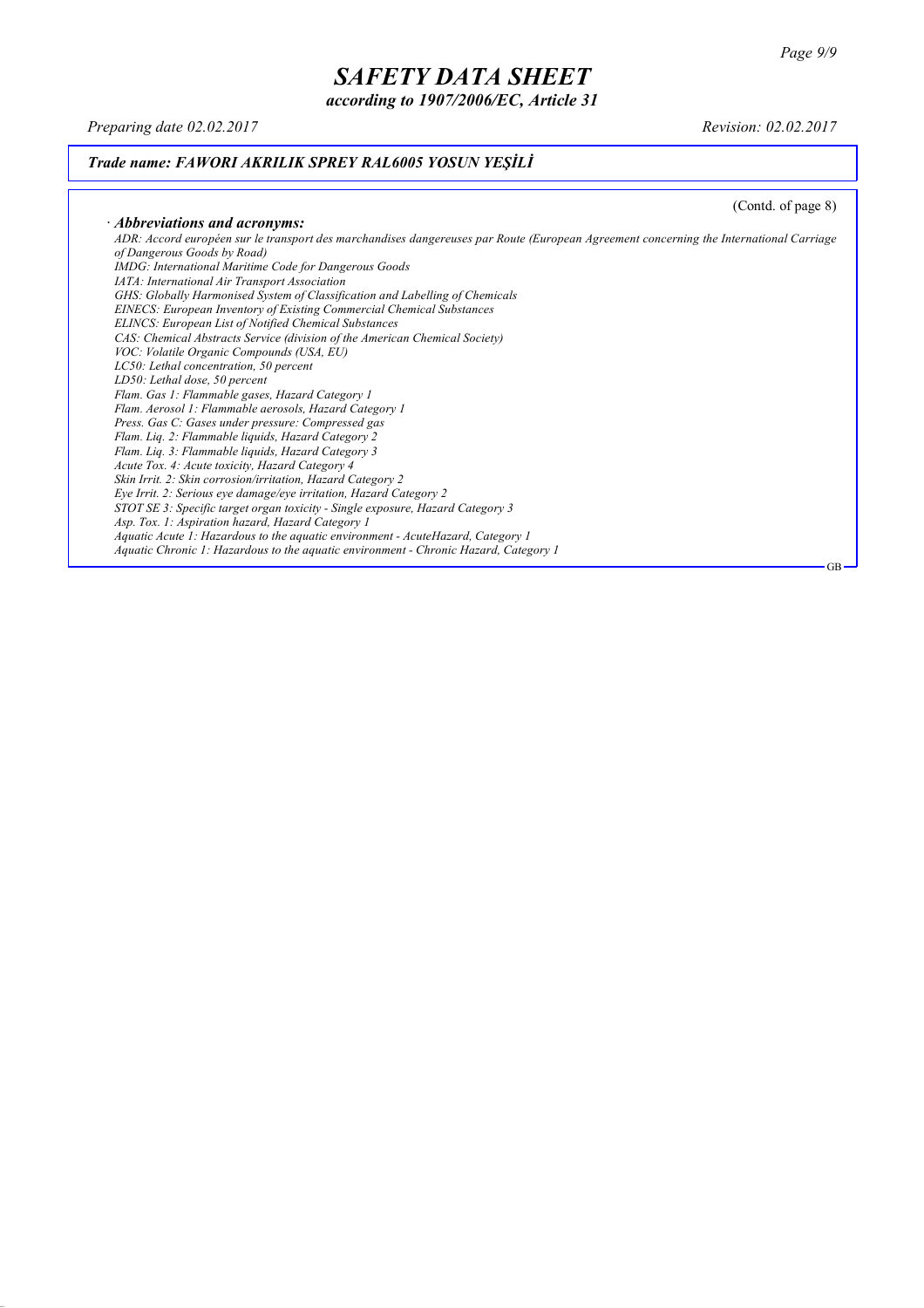(Contd. of page 8)

### · *Abbreviations and acronyms:*

*ADR: Accord européen sur le transport des marchandises dangereuses par Route (European Agreement concerning the International Carriage of Dangerous Goods by Road)*
*IMDG: International Maritime Code for Dangerous Goods*
*IATA: International Air Transport Association*
*GHS: Globally Harmonised System of Classification and Labelling of Chemicals*
*EINECS: European Inventory of Existing Commercial Chemical Substances*
*ELINCS: European List of Notified Chemical Substances*
*CAS: Chemical Abstracts Service (division of the American Chemical Society)*
*VOC: Volatile Organic Compounds (USA, EU)*
*LC50: Lethal concentration, 50 percent*
*LD50: Lethal dose, 50 percent*
*Flam. Gas 1: Flammable gases, Hazard Category 1*
*Flam. Aerosol 1: Flammable aerosols, Hazard Category 1*
*Press. Gas C: Gases under pressure: Compressed gas*
*Flam. Liq. 2: Flammable liquids, Hazard Category 2*
*Flam. Liq. 3: Flammable liquids, Hazard Category 3*
*Acute Tox. 4: Acute toxicity, Hazard Category 4*
*Skin Irrit. 2: Skin corrosion/irritation, Hazard Category 2*
*Eye Irrit. 2: Serious eye damage/eye irritation, Hazard Category 2*
*STOT SE 3: Specific target organ toxicity - Single exposure, Hazard Category 3*
*Asp. Tox. 1: Aspiration hazard, Hazard Category 1*
*Aquatic Acute 1: Hazardous to the aquatic environment - AcuteHazard, Category 1*
*Aquatic Chronic 1: Hazardous to the aquatic environment - Chronic Hazard, Category 1*